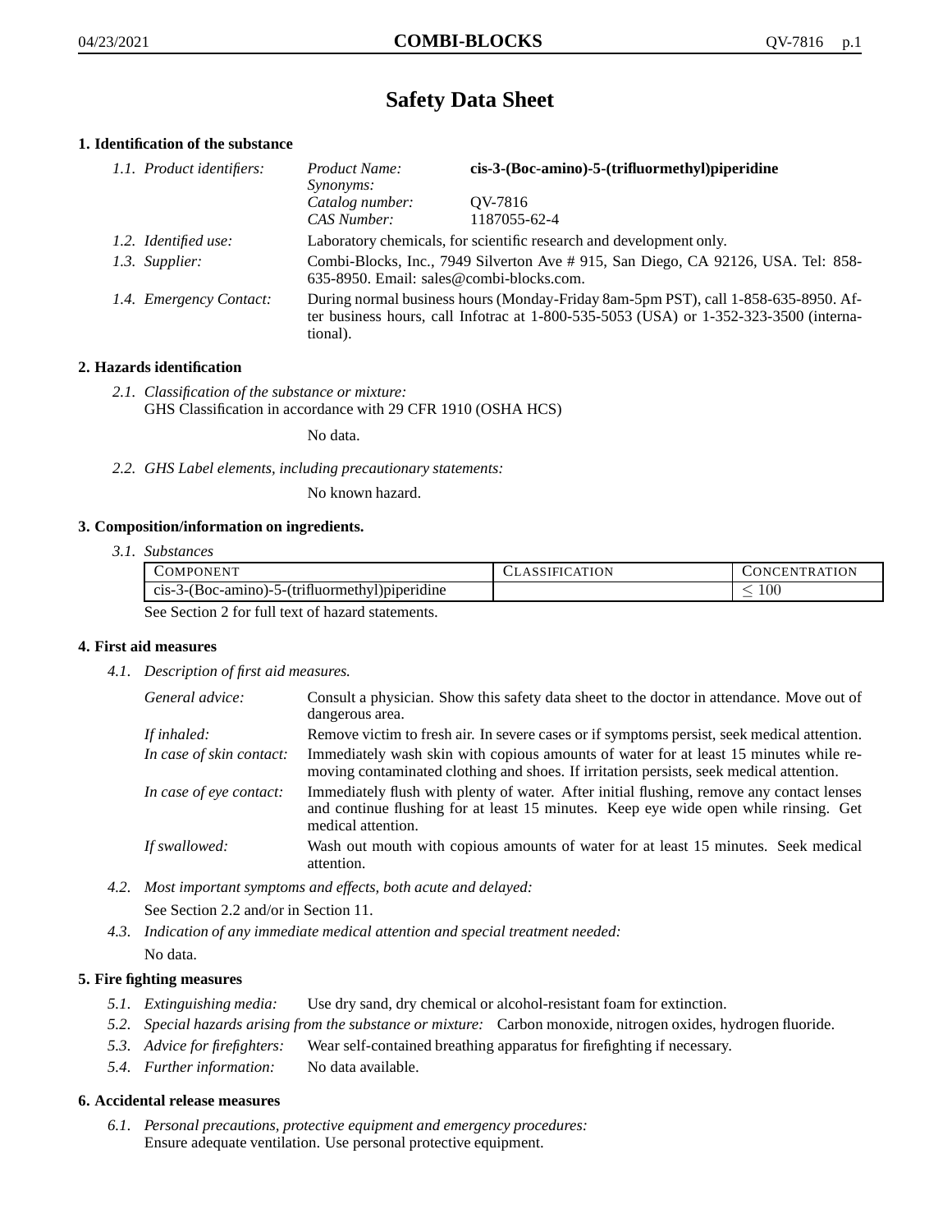# Safety Data Sheet

## 1. Identification of the substance

*1.1. Product identifiers:*

| | |
|---|---|
| *Product Name:* | **cis-3-(Boc-amino)-5-(trifluormethyl)piperidine** |
| *Synonyms:* | |
| *Catalog number:* | QV-7816 |
| *CAS Number:* | 1187055-62-4 |

*1.2. Identified use:* Laboratory chemicals, for scientific research and development only.

*1.3. Supplier:* Combi-Blocks, Inc., 7949 Silverton Ave # 915, San Diego, CA 92126, USA. Tel: 858-635-8950. Email: sales@combi-blocks.com.

*1.4. Emergency Contact:* During normal business hours (Monday-Friday 8am-5pm PST), call 1-858-635-8950. After business hours, call Infotrac at 1-800-535-5053 (USA) or 1-352-323-3500 (international).

## 2. Hazards identification

*2.1. Classification of the substance or mixture:*
GHS Classification in accordance with 29 CFR 1910 (OSHA HCS)

No data.

*2.2. GHS Label elements, including precautionary statements:*

No known hazard.

## 3. Composition/information on ingredients.

*3.1. Substances*

| COMPONENT | CLASSIFICATION | CONCENTRATION |
|---|---|---|
| cis-3-(Boc-amino)-5-(trifluormethyl)piperidine | | $\leq 100$ |

See Section 2 for full text of hazard statements.

## 4. First aid measures

*4.1. Description of first aid measures.*

*General advice:* Consult a physician. Show this safety data sheet to the doctor in attendance. Move out of dangerous area.

*If inhaled:* Remove victim to fresh air. In severe cases or if symptoms persist, seek medical attention.

*In case of skin contact:* Immediately wash skin with copious amounts of water for at least 15 minutes while removing contaminated clothing and shoes. If irritation persists, seek medical attention.

*In case of eye contact:* Immediately flush with plenty of water. After initial flushing, remove any contact lenses and continue flushing for at least 15 minutes. Keep eye wide open while rinsing. Get medical attention.

*If swallowed:* Wash out mouth with copious amounts of water for at least 15 minutes. Seek medical attention.

*4.2. Most important symptoms and effects, both acute and delayed:*

See Section 2.2 and/or in Section 11.

*4.3. Indication of any immediate medical attention and special treatment needed:*

No data.

## 5. Fire fighting measures

*5.1. Extinguishing media:* Use dry sand, dry chemical or alcohol-resistant foam for extinction.

*5.2. Special hazards arising from the substance or mixture:* Carbon monoxide, nitrogen oxides, hydrogen fluoride.

*5.3. Advice for firefighters:* Wear self-contained breathing apparatus for firefighting if necessary.

*5.4. Further information:* No data available.

## 6. Accidental release measures

*6.1. Personal precautions, protective equipment and emergency procedures:*
Ensure adequate ventilation. Use personal protective equipment.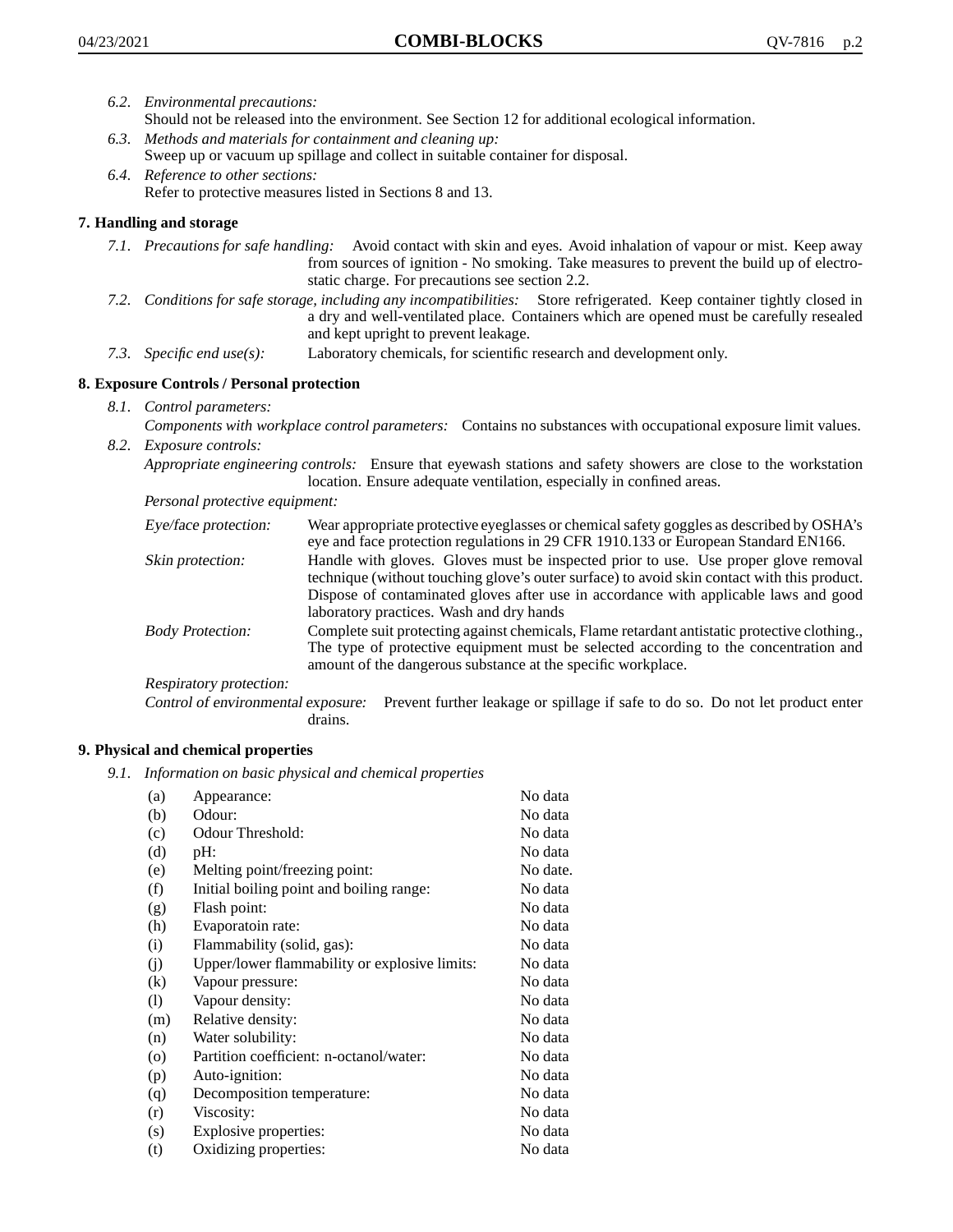*6.2. Environmental precautions:*
Should not be released into the environment. See Section 12 for additional ecological information.

*6.3. Methods and materials for containment and cleaning up:*
Sweep up or vacuum up spillage and collect in suitable container for disposal.

*6.4. Reference to other sections:*
Refer to protective measures listed in Sections 8 and 13.

## 7. Handling and storage

*7.1. Precautions for safe handling:* Avoid contact with skin and eyes. Avoid inhalation of vapour or mist. Keep away from sources of ignition - No smoking. Take measures to prevent the build up of electrostatic charge. For precautions see section 2.2.

*7.2. Conditions for safe storage, including any incompatibilities:* Store refrigerated. Keep container tightly closed in a dry and well-ventilated place. Containers which are opened must be carefully resealed and kept upright to prevent leakage.

*7.3. Specific end use(s):* Laboratory chemicals, for scientific research and development only.

## 8. Exposure Controls / Personal protection

*8.1. Control parameters:*
*Components with workplace control parameters:* Contains no substances with occupational exposure limit values.

*8.2. Exposure controls:*
*Appropriate engineering controls:* Ensure that eyewash stations and safety showers are close to the workstation location. Ensure adequate ventilation, especially in confined areas.

*Personal protective equipment:*

*Eye/face protection:* Wear appropriate protective eyeglasses or chemical safety goggles as described by OSHA's eye and face protection regulations in 29 CFR 1910.133 or European Standard EN166.

*Skin protection:* Handle with gloves. Gloves must be inspected prior to use. Use proper glove removal technique (without touching glove's outer surface) to avoid skin contact with this product. Dispose of contaminated gloves after use in accordance with applicable laws and good laboratory practices. Wash and dry hands

*Body Protection:* Complete suit protecting against chemicals, Flame retardant antistatic protective clothing., The type of protective equipment must be selected according to the concentration and amount of the dangerous substance at the specific workplace.

*Respiratory protection:*

*Control of environmental exposure:* Prevent further leakage or spillage if safe to do so. Do not let product enter drains.

## 9. Physical and chemical properties

*9.1. Information on basic physical and chemical properties*

| | | |
|---|---|---|
| (a) | Appearance: | No data |
| (b) | Odour: | No data |
| (c) | Odour Threshold: | No data |
| (d) | pH: | No data |
| (e) | Melting point/freezing point: | No date. |
| (f) | Initial boiling point and boiling range: | No data |
| (g) | Flash point: | No data |
| (h) | Evaporatoin rate: | No data |
| (i) | Flammability (solid, gas): | No data |
| (j) | Upper/lower flammability or explosive limits: | No data |
| (k) | Vapour pressure: | No data |
| (l) | Vapour density: | No data |
| (m) | Relative density: | No data |
| (n) | Water solubility: | No data |
| (o) | Partition coefficient: n-octanol/water: | No data |
| (p) | Auto-ignition: | No data |
| (q) | Decomposition temperature: | No data |
| (r) | Viscosity: | No data |
| (s) | Explosive properties: | No data |
| (t) | Oxidizing properties: | No data |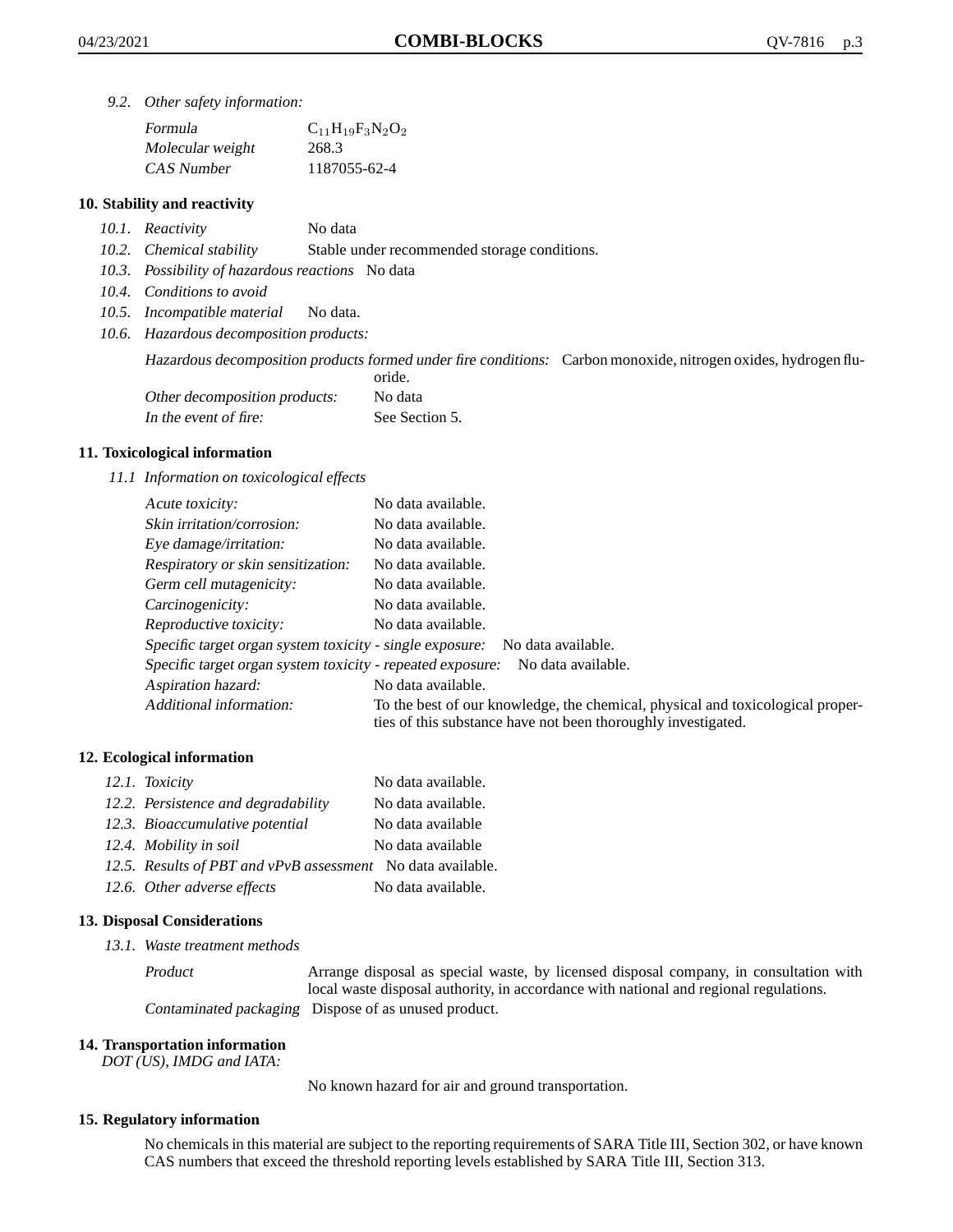*9.2. Other safety information:*

| | |
|---|---|
| *Formula* | $C_{11}H_{19}F_3N_2O_2$ |
| *Molecular weight* | 268.3 |
| *CAS Number* | 1187055-62-4 |

## 10. Stability and reactivity

*10.1. Reactivity* No data

*10.2. Chemical stability* Stable under recommended storage conditions.

*10.3. Possibility of hazardous reactions* No data

*10.4. Conditions to avoid*

*10.5. Incompatible material* No data.

*10.6. Hazardous decomposition products:*

*Hazardous decomposition products formed under fire conditions:* Carbon monoxide, nitrogen oxides, hydrogen fluoride.

*Other decomposition products:* No data

*In the event of fire:* See Section 5.

## 11. Toxicological information

*11.1 Information on toxicological effects*

| | |
|---|---|
| *Acute toxicity:* | No data available. |
| *Skin irritation/corrosion:* | No data available. |
| *Eye damage/irritation:* | No data available. |
| *Respiratory or skin sensitization:* | No data available. |
| *Germ cell mutagenicity:* | No data available. |
| *Carcinogenicity:* | No data available. |
| *Reproductive toxicity:* | No data available. |
| *Specific target organ system toxicity - single exposure:* | No data available. |
| *Specific target organ system toxicity - repeated exposure:* | No data available. |
| *Aspiration hazard:* | No data available. |
| *Additional information:* | To the best of our knowledge, the chemical, physical and toxicological properties of this substance have not been thoroughly investigated. |

## 12. Ecological information

| | |
|---|---|
| *12.1. Toxicity* | No data available. |
| *12.2. Persistence and degradability* | No data available. |
| *12.3. Bioaccumulative potential* | No data available |
| *12.4. Mobility in soil* | No data available |
| *12.5. Results of PBT and vPvB assessment* | No data available. |
| *12.6. Other adverse effects* | No data available. |

## 13. Disposal Considerations

*13.1. Waste treatment methods*

*Product* Arrange disposal as special waste, by licensed disposal company, in consultation with local waste disposal authority, in accordance with national and regional regulations.

*Contaminated packaging* Dispose of as unused product.

## 14. Transportation information

*DOT (US), IMDG and IATA:*

No known hazard for air and ground transportation.

## 15. Regulatory information

No chemicals in this material are subject to the reporting requirements of SARA Title III, Section 302, or have known CAS numbers that exceed the threshold reporting levels established by SARA Title III, Section 313.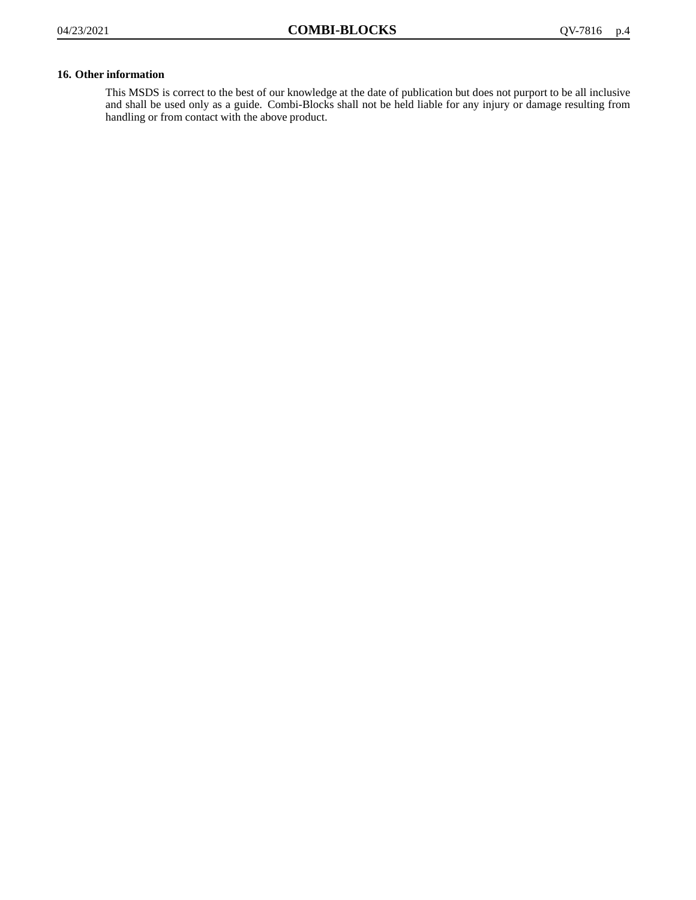## 16. Other information

This MSDS is correct to the best of our knowledge at the date of publication but does not purport to be all inclusive and shall be used only as a guide. Combi-Blocks shall not be held liable for any injury or damage resulting from handling or from contact with the above product.